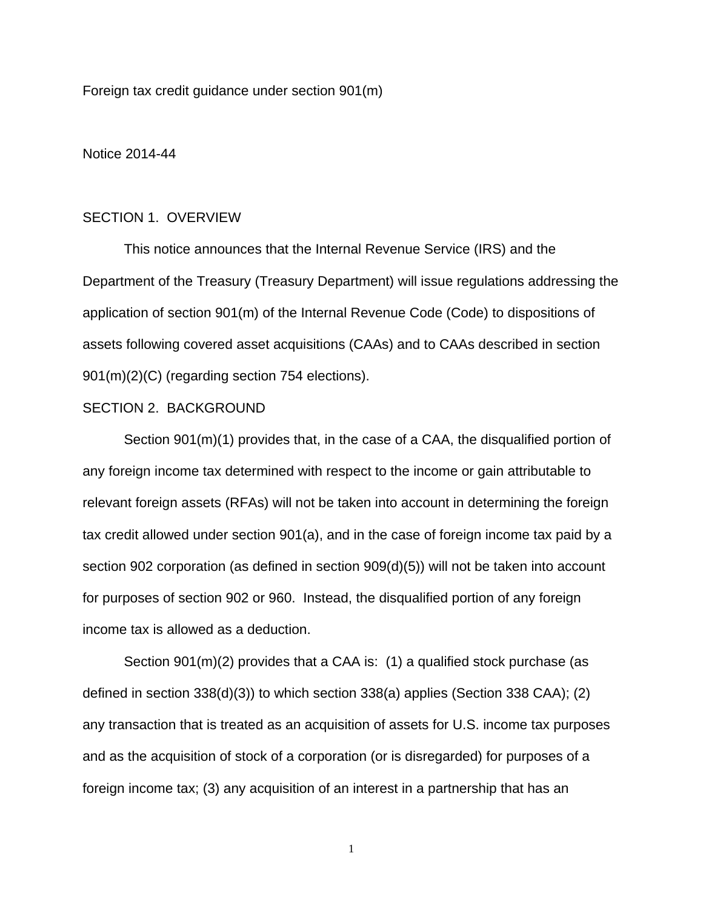Foreign tax credit guidance under section 901(m)

Notice 2014-44

## SECTION 1. OVERVIEW

This notice announces that the Internal Revenue Service (IRS) and the Department of the Treasury (Treasury Department) will issue regulations addressing the application of section 901(m) of the Internal Revenue Code (Code) to dispositions of assets following covered asset acquisitions (CAAs) and to CAAs described in section 901(m)(2)(C) (regarding section 754 elections).

## SECTION 2. BACKGROUND

Section 901(m)(1) provides that, in the case of a CAA, the disqualified portion of any foreign income tax determined with respect to the income or gain attributable to relevant foreign assets (RFAs) will not be taken into account in determining the foreign tax credit allowed under section 901(a), and in the case of foreign income tax paid by a section 902 corporation (as defined in section 909(d)(5)) will not be taken into account for purposes of section 902 or 960. Instead, the disqualified portion of any foreign income tax is allowed as a deduction.

Section 901(m)(2) provides that a CAA is: (1) a qualified stock purchase (as defined in section 338(d)(3)) to which section 338(a) applies (Section 338 CAA); (2) any transaction that is treated as an acquisition of assets for U.S. income tax purposes and as the acquisition of stock of a corporation (or is disregarded) for purposes of a foreign income tax; (3) any acquisition of an interest in a partnership that has an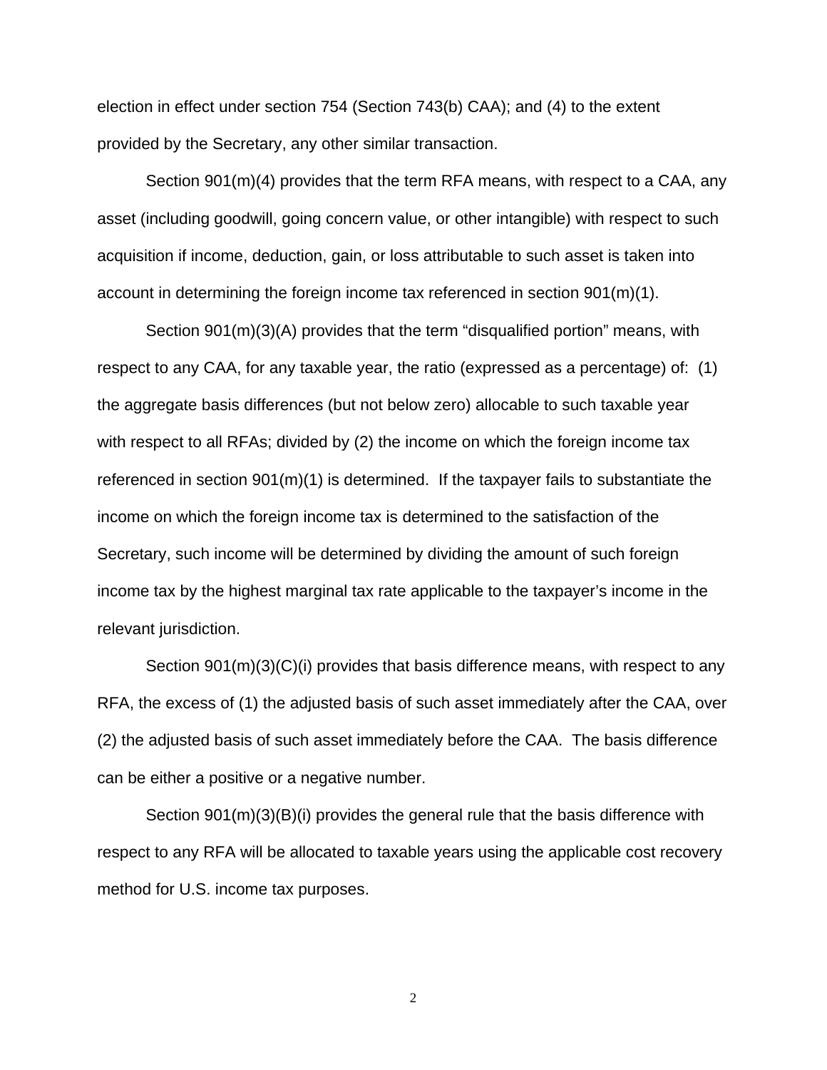election in effect under section 754 (Section 743(b) CAA); and (4) to the extent provided by the Secretary, any other similar transaction.

Section 901(m)(4) provides that the term RFA means, with respect to a CAA, any asset (including goodwill, going concern value, or other intangible) with respect to such acquisition if income, deduction, gain, or loss attributable to such asset is taken into account in determining the foreign income tax referenced in section 901(m)(1).

Section 901(m)(3)(A) provides that the term "disqualified portion" means, with respect to any CAA, for any taxable year, the ratio (expressed as a percentage) of: (1) the aggregate basis differences (but not below zero) allocable to such taxable year with respect to all RFAs; divided by (2) the income on which the foreign income tax referenced in section 901(m)(1) is determined. If the taxpayer fails to substantiate the income on which the foreign income tax is determined to the satisfaction of the Secretary, such income will be determined by dividing the amount of such foreign income tax by the highest marginal tax rate applicable to the taxpayer's income in the relevant jurisdiction.

Section 901(m)(3)(C)(i) provides that basis difference means, with respect to any RFA, the excess of (1) the adjusted basis of such asset immediately after the CAA, over (2) the adjusted basis of such asset immediately before the CAA. The basis difference can be either a positive or a negative number.

Section 901(m)(3)(B)(i) provides the general rule that the basis difference with respect to any RFA will be allocated to taxable years using the applicable cost recovery method for U.S. income tax purposes.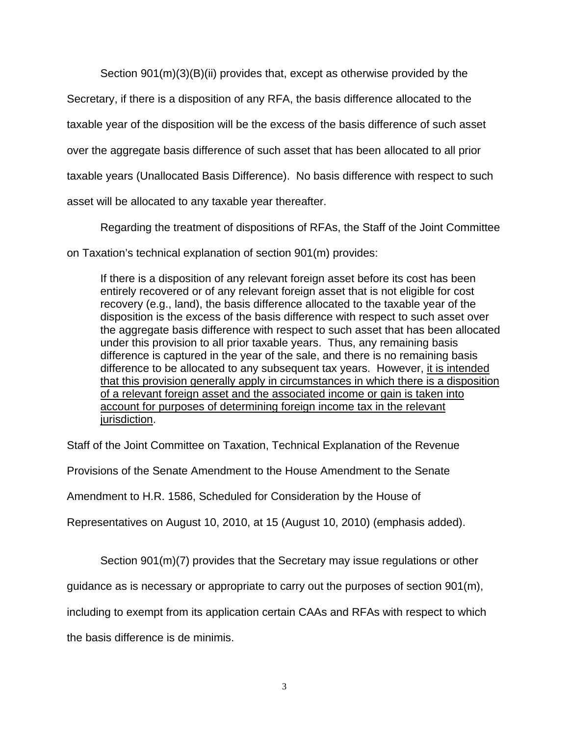Section 901(m)(3)(B)(ii) provides that, except as otherwise provided by the Secretary, if there is a disposition of any RFA, the basis difference allocated to the taxable year of the disposition will be the excess of the basis difference of such asset over the aggregate basis difference of such asset that has been allocated to all prior taxable years (Unallocated Basis Difference). No basis difference with respect to such asset will be allocated to any taxable year thereafter.

Regarding the treatment of dispositions of RFAs, the Staff of the Joint Committee on Taxation's technical explanation of section 901(m) provides:

> If there is a disposition of any relevant foreign asset before its cost has been entirely recovered or of any relevant foreign asset that is not eligible for cost recovery (e.g., land), the basis difference allocated to the taxable year of the disposition is the excess of the basis difference with respect to such asset over the aggregate basis difference with respect to such asset that has been allocated under this provision to all prior taxable years. Thus, any remaining basis difference is captured in the year of the sale, and there is no remaining basis difference to be allocated to any subsequent tax years. However, <u>it is intended that this provision generally apply in circumstances in which there is a disposition of a relevant foreign asset and the associated income or gain is taken into account for purposes of determining foreign income tax in the relevant jurisdiction</u>.

Staff of the Joint Committee on Taxation, Technical Explanation of the Revenue Provisions of the Senate Amendment to the House Amendment to the Senate Amendment to H.R. 1586, Scheduled for Consideration by the House of Representatives on August 10, 2010, at 15 (August 10, 2010) (emphasis added).

Section 901(m)(7) provides that the Secretary may issue regulations or other guidance as is necessary or appropriate to carry out the purposes of section 901(m), including to exempt from its application certain CAAs and RFAs with respect to which the basis difference is de minimis.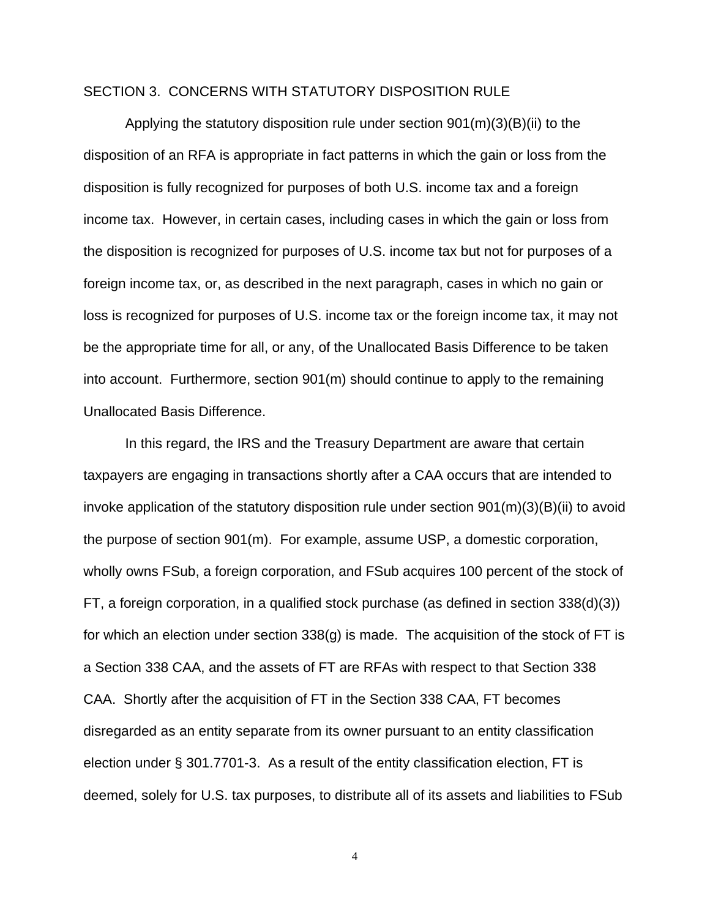## SECTION 3. CONCERNS WITH STATUTORY DISPOSITION RULE

Applying the statutory disposition rule under section 901(m)(3)(B)(ii) to the disposition of an RFA is appropriate in fact patterns in which the gain or loss from the disposition is fully recognized for purposes of both U.S. income tax and a foreign income tax. However, in certain cases, including cases in which the gain or loss from the disposition is recognized for purposes of U.S. income tax but not for purposes of a foreign income tax, or, as described in the next paragraph, cases in which no gain or loss is recognized for purposes of U.S. income tax or the foreign income tax, it may not be the appropriate time for all, or any, of the Unallocated Basis Difference to be taken into account. Furthermore, section 901(m) should continue to apply to the remaining Unallocated Basis Difference.

In this regard, the IRS and the Treasury Department are aware that certain taxpayers are engaging in transactions shortly after a CAA occurs that are intended to invoke application of the statutory disposition rule under section 901(m)(3)(B)(ii) to avoid the purpose of section 901(m). For example, assume USP, a domestic corporation, wholly owns FSub, a foreign corporation, and FSub acquires 100 percent of the stock of FT, a foreign corporation, in a qualified stock purchase (as defined in section 338(d)(3)) for which an election under section 338(g) is made. The acquisition of the stock of FT is a Section 338 CAA, and the assets of FT are RFAs with respect to that Section 338 CAA. Shortly after the acquisition of FT in the Section 338 CAA, FT becomes disregarded as an entity separate from its owner pursuant to an entity classification election under § 301.7701-3. As a result of the entity classification election, FT is deemed, solely for U.S. tax purposes, to distribute all of its assets and liabilities to FSub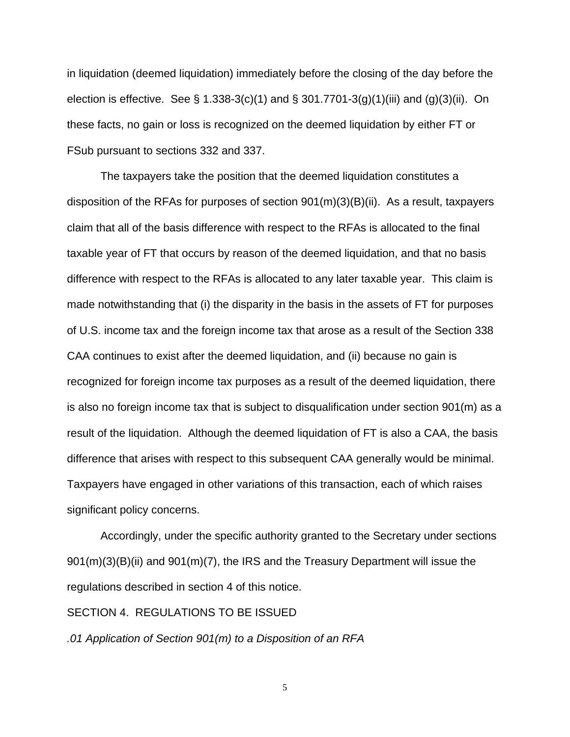in liquidation (deemed liquidation) immediately before the closing of the day before the election is effective. See § 1.338-3(c)(1) and § 301.7701-3(g)(1)(iii) and (g)(3)(ii). On these facts, no gain or loss is recognized on the deemed liquidation by either FT or FSub pursuant to sections 332 and 337.

The taxpayers take the position that the deemed liquidation constitutes a disposition of the RFAs for purposes of section 901(m)(3)(B)(ii). As a result, taxpayers claim that all of the basis difference with respect to the RFAs is allocated to the final taxable year of FT that occurs by reason of the deemed liquidation, and that no basis difference with respect to the RFAs is allocated to any later taxable year. This claim is made notwithstanding that (i) the disparity in the basis in the assets of FT for purposes of U.S. income tax and the foreign income tax that arose as a result of the Section 338 CAA continues to exist after the deemed liquidation, and (ii) because no gain is recognized for foreign income tax purposes as a result of the deemed liquidation, there is also no foreign income tax that is subject to disqualification under section 901(m) as a result of the liquidation. Although the deemed liquidation of FT is also a CAA, the basis difference that arises with respect to this subsequent CAA generally would be minimal. Taxpayers have engaged in other variations of this transaction, each of which raises significant policy concerns.

Accordingly, under the specific authority granted to the Secretary under sections 901(m)(3)(B)(ii) and 901(m)(7), the IRS and the Treasury Department will issue the regulations described in section 4 of this notice.

SECTION 4. REGULATIONS TO BE ISSUED

*.01 Application of Section 901(m) to a Disposition of an RFA*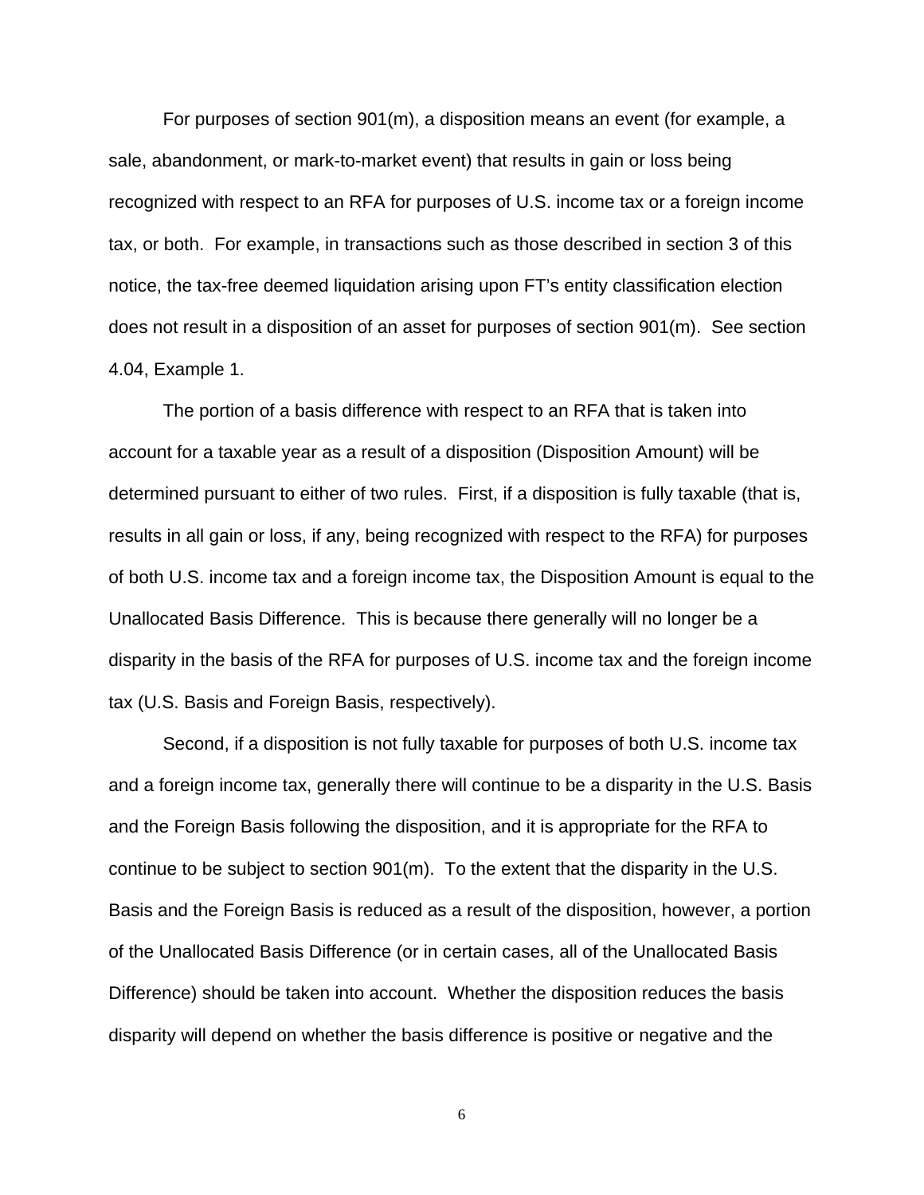For purposes of section 901(m), a disposition means an event (for example, a sale, abandonment, or mark-to-market event) that results in gain or loss being recognized with respect to an RFA for purposes of U.S. income tax or a foreign income tax, or both. For example, in transactions such as those described in section 3 of this notice, the tax-free deemed liquidation arising upon FT's entity classification election does not result in a disposition of an asset for purposes of section 901(m). See section 4.04, Example 1.

The portion of a basis difference with respect to an RFA that is taken into account for a taxable year as a result of a disposition (Disposition Amount) will be determined pursuant to either of two rules. First, if a disposition is fully taxable (that is, results in all gain or loss, if any, being recognized with respect to the RFA) for purposes of both U.S. income tax and a foreign income tax, the Disposition Amount is equal to the Unallocated Basis Difference. This is because there generally will no longer be a disparity in the basis of the RFA for purposes of U.S. income tax and the foreign income tax (U.S. Basis and Foreign Basis, respectively).

Second, if a disposition is not fully taxable for purposes of both U.S. income tax and a foreign income tax, generally there will continue to be a disparity in the U.S. Basis and the Foreign Basis following the disposition, and it is appropriate for the RFA to continue to be subject to section 901(m). To the extent that the disparity in the U.S. Basis and the Foreign Basis is reduced as a result of the disposition, however, a portion of the Unallocated Basis Difference (or in certain cases, all of the Unallocated Basis Difference) should be taken into account. Whether the disposition reduces the basis disparity will depend on whether the basis difference is positive or negative and the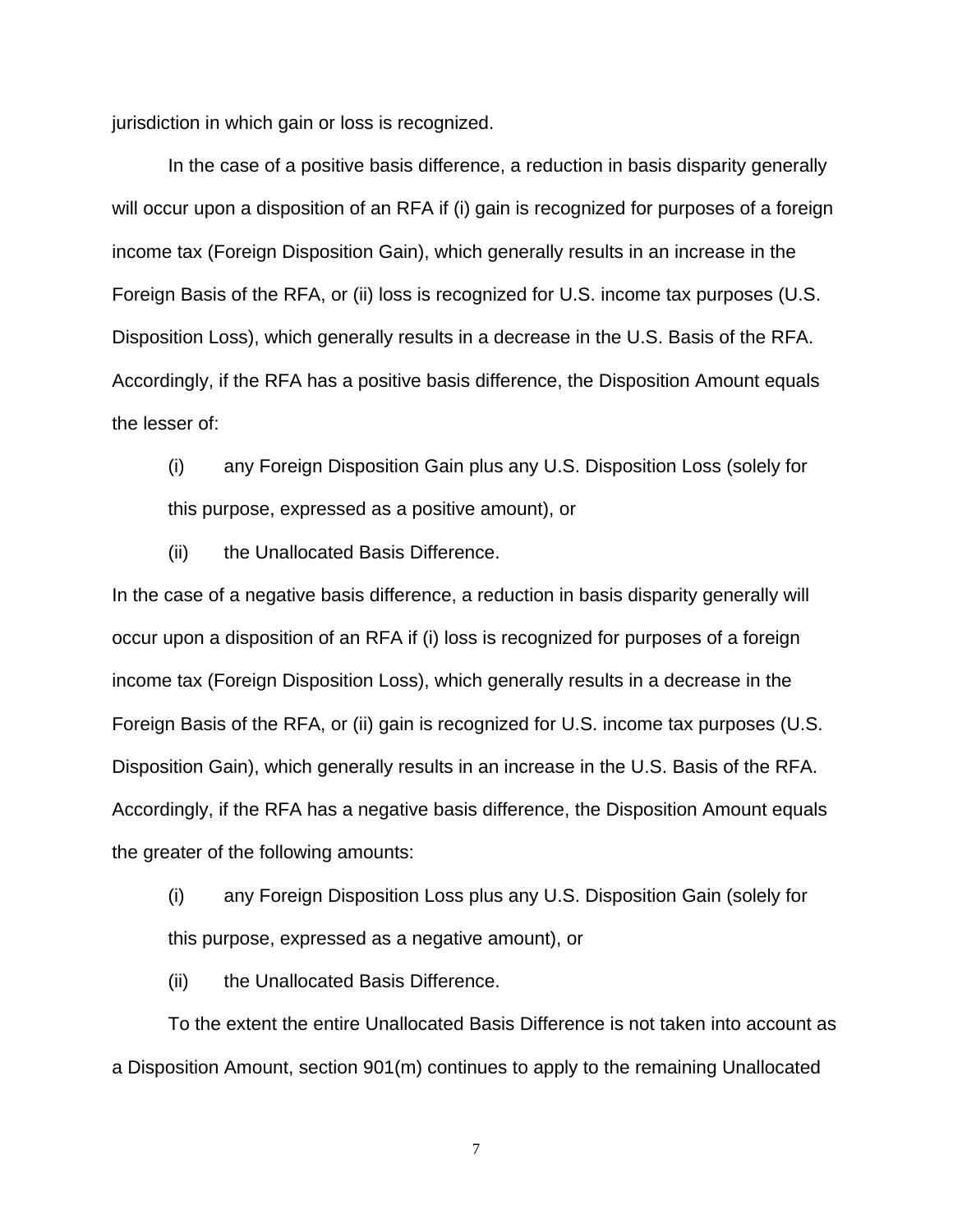jurisdiction in which gain or loss is recognized.

In the case of a positive basis difference, a reduction in basis disparity generally will occur upon a disposition of an RFA if (i) gain is recognized for purposes of a foreign income tax (Foreign Disposition Gain), which generally results in an increase in the Foreign Basis of the RFA, or (ii) loss is recognized for U.S. income tax purposes (U.S. Disposition Loss), which generally results in a decrease in the U.S. Basis of the RFA. Accordingly, if the RFA has a positive basis difference, the Disposition Amount equals the lesser of:

(i) any Foreign Disposition Gain plus any U.S. Disposition Loss (solely for this purpose, expressed as a positive amount), or

(ii) the Unallocated Basis Difference.

In the case of a negative basis difference, a reduction in basis disparity generally will occur upon a disposition of an RFA if (i) loss is recognized for purposes of a foreign income tax (Foreign Disposition Loss), which generally results in a decrease in the Foreign Basis of the RFA, or (ii) gain is recognized for U.S. income tax purposes (U.S. Disposition Gain), which generally results in an increase in the U.S. Basis of the RFA. Accordingly, if the RFA has a negative basis difference, the Disposition Amount equals the greater of the following amounts:

(i) any Foreign Disposition Loss plus any U.S. Disposition Gain (solely for this purpose, expressed as a negative amount), or

(ii) the Unallocated Basis Difference.

To the extent the entire Unallocated Basis Difference is not taken into account as a Disposition Amount, section 901(m) continues to apply to the remaining Unallocated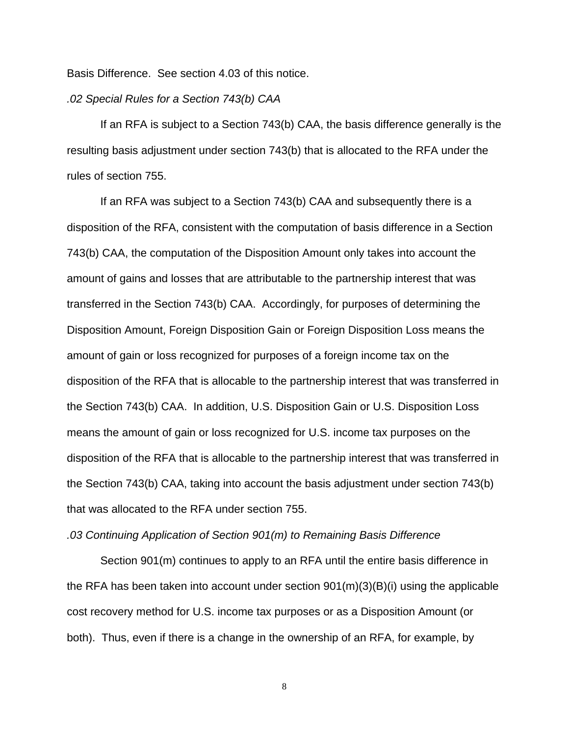Basis Difference. See section 4.03 of this notice.

*.02 Special Rules for a Section 743(b) CAA*

If an RFA is subject to a Section 743(b) CAA, the basis difference generally is the resulting basis adjustment under section 743(b) that is allocated to the RFA under the rules of section 755.

If an RFA was subject to a Section 743(b) CAA and subsequently there is a disposition of the RFA, consistent with the computation of basis difference in a Section 743(b) CAA, the computation of the Disposition Amount only takes into account the amount of gains and losses that are attributable to the partnership interest that was transferred in the Section 743(b) CAA. Accordingly, for purposes of determining the Disposition Amount, Foreign Disposition Gain or Foreign Disposition Loss means the amount of gain or loss recognized for purposes of a foreign income tax on the disposition of the RFA that is allocable to the partnership interest that was transferred in the Section 743(b) CAA. In addition, U.S. Disposition Gain or U.S. Disposition Loss means the amount of gain or loss recognized for U.S. income tax purposes on the disposition of the RFA that is allocable to the partnership interest that was transferred in the Section 743(b) CAA, taking into account the basis adjustment under section 743(b) that was allocated to the RFA under section 755.

*.03 Continuing Application of Section 901(m) to Remaining Basis Difference*

Section 901(m) continues to apply to an RFA until the entire basis difference in the RFA has been taken into account under section 901(m)(3)(B)(i) using the applicable cost recovery method for U.S. income tax purposes or as a Disposition Amount (or both). Thus, even if there is a change in the ownership of an RFA, for example, by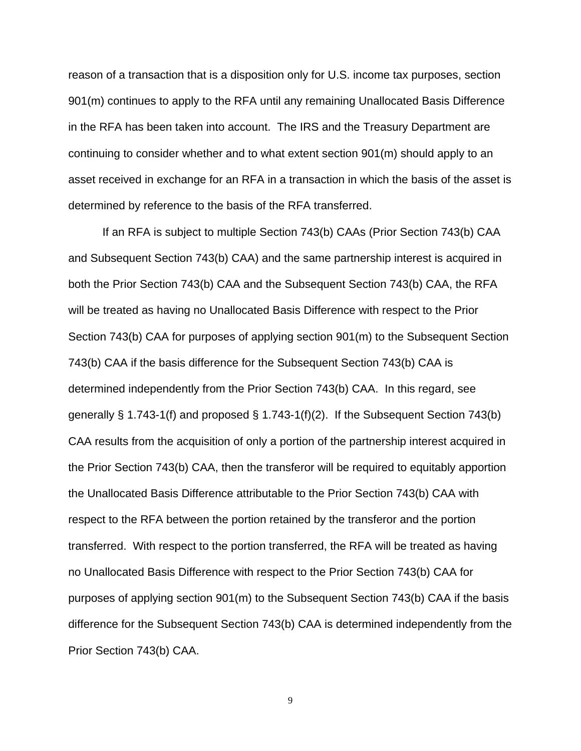reason of a transaction that is a disposition only for U.S. income tax purposes, section 901(m) continues to apply to the RFA until any remaining Unallocated Basis Difference in the RFA has been taken into account. The IRS and the Treasury Department are continuing to consider whether and to what extent section 901(m) should apply to an asset received in exchange for an RFA in a transaction in which the basis of the asset is determined by reference to the basis of the RFA transferred.

If an RFA is subject to multiple Section 743(b) CAAs (Prior Section 743(b) CAA and Subsequent Section 743(b) CAA) and the same partnership interest is acquired in both the Prior Section 743(b) CAA and the Subsequent Section 743(b) CAA, the RFA will be treated as having no Unallocated Basis Difference with respect to the Prior Section 743(b) CAA for purposes of applying section 901(m) to the Subsequent Section 743(b) CAA if the basis difference for the Subsequent Section 743(b) CAA is determined independently from the Prior Section 743(b) CAA. In this regard, see generally § 1.743-1(f) and proposed § 1.743-1(f)(2). If the Subsequent Section 743(b) CAA results from the acquisition of only a portion of the partnership interest acquired in the Prior Section 743(b) CAA, then the transferor will be required to equitably apportion the Unallocated Basis Difference attributable to the Prior Section 743(b) CAA with respect to the RFA between the portion retained by the transferor and the portion transferred. With respect to the portion transferred, the RFA will be treated as having no Unallocated Basis Difference with respect to the Prior Section 743(b) CAA for purposes of applying section 901(m) to the Subsequent Section 743(b) CAA if the basis difference for the Subsequent Section 743(b) CAA is determined independently from the Prior Section 743(b) CAA.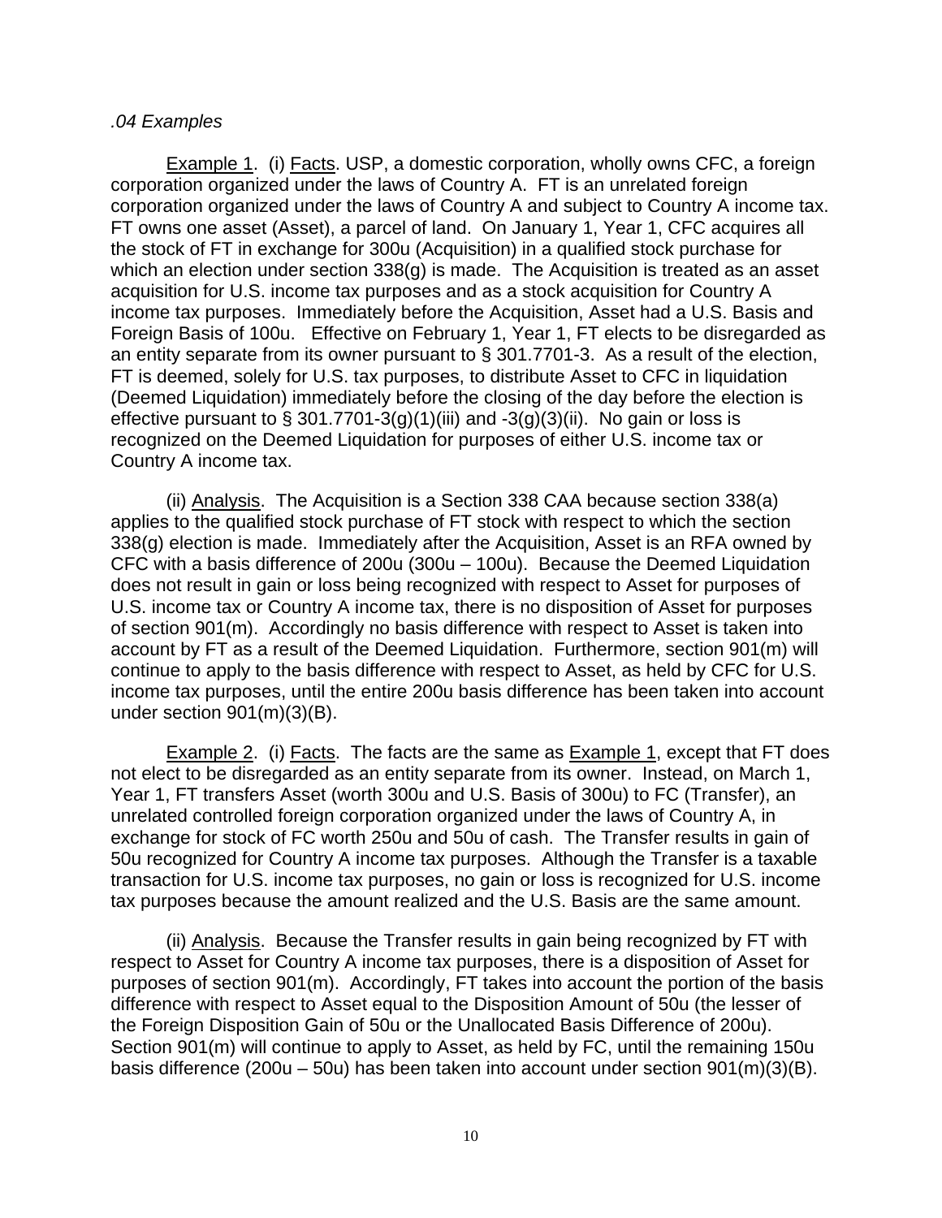*.04 Examples*

Example 1. (i) Facts. USP, a domestic corporation, wholly owns CFC, a foreign corporation organized under the laws of Country A. FT is an unrelated foreign corporation organized under the laws of Country A and subject to Country A income tax. FT owns one asset (Asset), a parcel of land. On January 1, Year 1, CFC acquires all the stock of FT in exchange for 300u (Acquisition) in a qualified stock purchase for which an election under section 338(g) is made. The Acquisition is treated as an asset acquisition for U.S. income tax purposes and as a stock acquisition for Country A income tax purposes. Immediately before the Acquisition, Asset had a U.S. Basis and Foreign Basis of 100u. Effective on February 1, Year 1, FT elects to be disregarded as an entity separate from its owner pursuant to § 301.7701-3. As a result of the election, FT is deemed, solely for U.S. tax purposes, to distribute Asset to CFC in liquidation (Deemed Liquidation) immediately before the closing of the day before the election is effective pursuant to § 301.7701-3(g)(1)(iii) and -3(g)(3)(ii). No gain or loss is recognized on the Deemed Liquidation for purposes of either U.S. income tax or Country A income tax.

(ii) Analysis. The Acquisition is a Section 338 CAA because section 338(a) applies to the qualified stock purchase of FT stock with respect to which the section 338(g) election is made. Immediately after the Acquisition, Asset is an RFA owned by CFC with a basis difference of 200u (300u – 100u). Because the Deemed Liquidation does not result in gain or loss being recognized with respect to Asset for purposes of U.S. income tax or Country A income tax, there is no disposition of Asset for purposes of section 901(m). Accordingly no basis difference with respect to Asset is taken into account by FT as a result of the Deemed Liquidation. Furthermore, section 901(m) will continue to apply to the basis difference with respect to Asset, as held by CFC for U.S. income tax purposes, until the entire 200u basis difference has been taken into account under section 901(m)(3)(B).

Example 2. (i) Facts. The facts are the same as Example 1, except that FT does not elect to be disregarded as an entity separate from its owner. Instead, on March 1, Year 1, FT transfers Asset (worth 300u and U.S. Basis of 300u) to FC (Transfer), an unrelated controlled foreign corporation organized under the laws of Country A, in exchange for stock of FC worth 250u and 50u of cash. The Transfer results in gain of 50u recognized for Country A income tax purposes. Although the Transfer is a taxable transaction for U.S. income tax purposes, no gain or loss is recognized for U.S. income tax purposes because the amount realized and the U.S. Basis are the same amount.

(ii) Analysis. Because the Transfer results in gain being recognized by FT with respect to Asset for Country A income tax purposes, there is a disposition of Asset for purposes of section 901(m). Accordingly, FT takes into account the portion of the basis difference with respect to Asset equal to the Disposition Amount of 50u (the lesser of the Foreign Disposition Gain of 50u or the Unallocated Basis Difference of 200u). Section 901(m) will continue to apply to Asset, as held by FC, until the remaining 150u basis difference (200u – 50u) has been taken into account under section 901(m)(3)(B).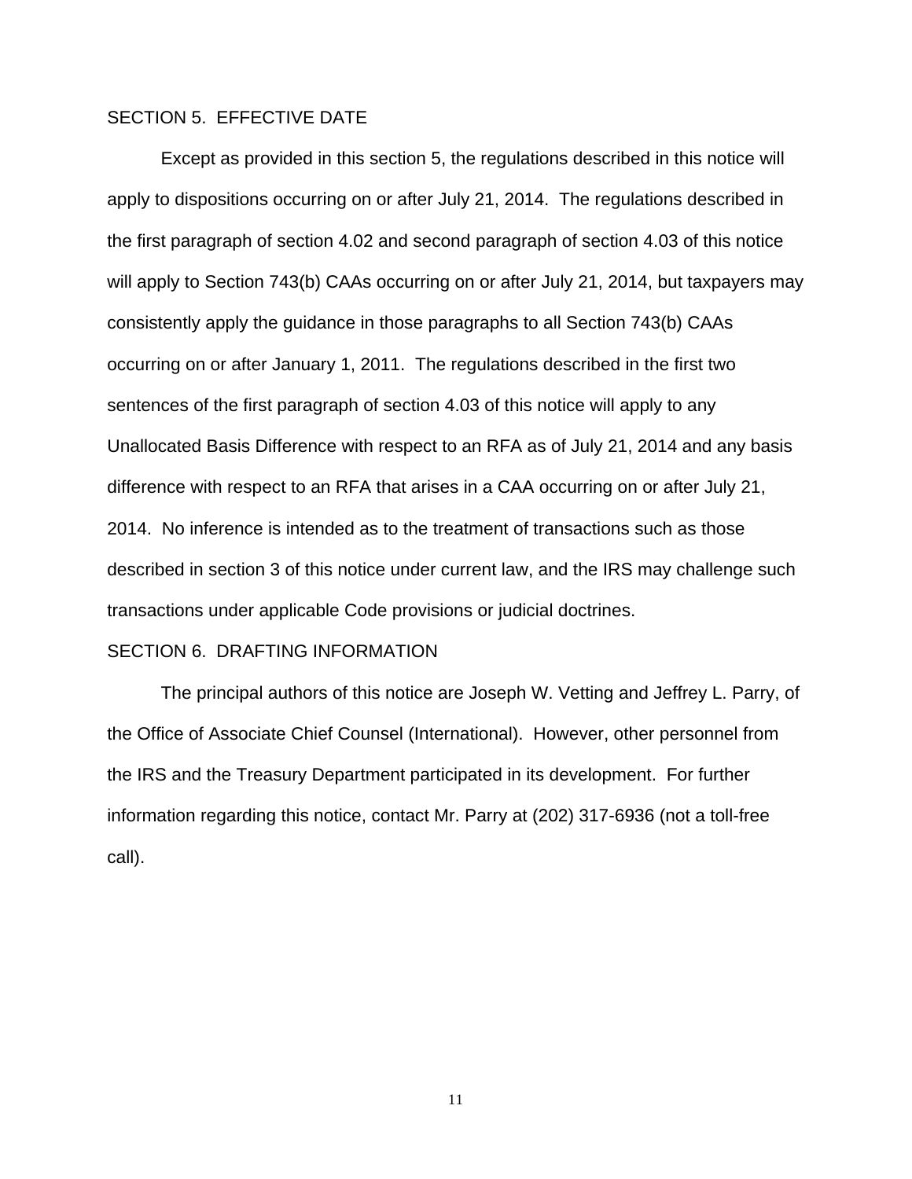## SECTION 5. EFFECTIVE DATE

Except as provided in this section 5, the regulations described in this notice will apply to dispositions occurring on or after July 21, 2014. The regulations described in the first paragraph of section 4.02 and second paragraph of section 4.03 of this notice will apply to Section 743(b) CAAs occurring on or after July 21, 2014, but taxpayers may consistently apply the guidance in those paragraphs to all Section 743(b) CAAs occurring on or after January 1, 2011. The regulations described in the first two sentences of the first paragraph of section 4.03 of this notice will apply to any Unallocated Basis Difference with respect to an RFA as of July 21, 2014 and any basis difference with respect to an RFA that arises in a CAA occurring on or after July 21, 2014. No inference is intended as to the treatment of transactions such as those described in section 3 of this notice under current law, and the IRS may challenge such transactions under applicable Code provisions or judicial doctrines.

## SECTION 6. DRAFTING INFORMATION

The principal authors of this notice are Joseph W. Vetting and Jeffrey L. Parry, of the Office of Associate Chief Counsel (International). However, other personnel from the IRS and the Treasury Department participated in its development. For further information regarding this notice, contact Mr. Parry at (202) 317-6936 (not a toll-free call).